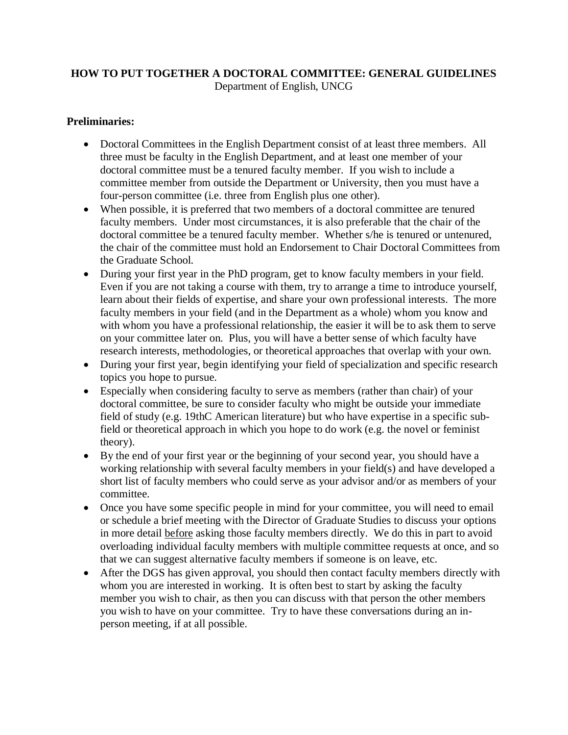**HOW TO PUT TOGETHER A DOCTORAL COMMITTEE: GENERAL GUIDELINES**

Department of English, UNCG

**Preliminaries:**

- Doctoral Committees in the English Department consist of at least three members. All three must be faculty in the English Department, and at least one member of your doctoral committee must be a tenured faculty member. If you wish to include a committee member from outside the Department or University, then you must have a four-person committee (i.e. three from English plus one other).
- When possible, it is preferred that two members of a doctoral committee are tenured faculty members. Under most circumstances, it is also preferable that the chair of the doctoral committee be a tenured faculty member. Whether s/he is tenured or untenured, the chair of the committee must hold an Endorsement to Chair Doctoral Committees from the Graduate School.
- During your first year in the PhD program, get to know faculty members in your field. Even if you are not taking a course with them, try to arrange a time to introduce yourself, learn about their fields of expertise, and share your own professional interests. The more faculty members in your field (and in the Department as a whole) whom you know and with whom you have a professional relationship, the easier it will be to ask them to serve on your committee later on. Plus, you will have a better sense of which faculty have research interests, methodologies, or theoretical approaches that overlap with your own.
- During your first year, begin identifying your field of specialization and specific research topics you hope to pursue.
- Especially when considering faculty to serve as members (rather than chair) of your doctoral committee, be sure to consider faculty who might be outside your immediate field of study (e.g. 19thC American literature) but who have expertise in a specific sub-field or theoretical approach in which you hope to do work (e.g. the novel or feminist theory).
- By the end of your first year or the beginning of your second year, you should have a working relationship with several faculty members in your field(s) and have developed a short list of faculty members who could serve as your advisor and/or as members of your committee.
- Once you have some specific people in mind for your committee, you will need to email or schedule a brief meeting with the Director of Graduate Studies to discuss your options in more detail <u>before</u> asking those faculty members directly. We do this in part to avoid overloading individual faculty members with multiple committee requests at once, and so that we can suggest alternative faculty members if someone is on leave, etc.
- After the DGS has given approval, you should then contact faculty members directly with whom you are interested in working. It is often best to start by asking the faculty member you wish to chair, as then you can discuss with that person the other members you wish to have on your committee. Try to have these conversations during an in-person meeting, if at all possible.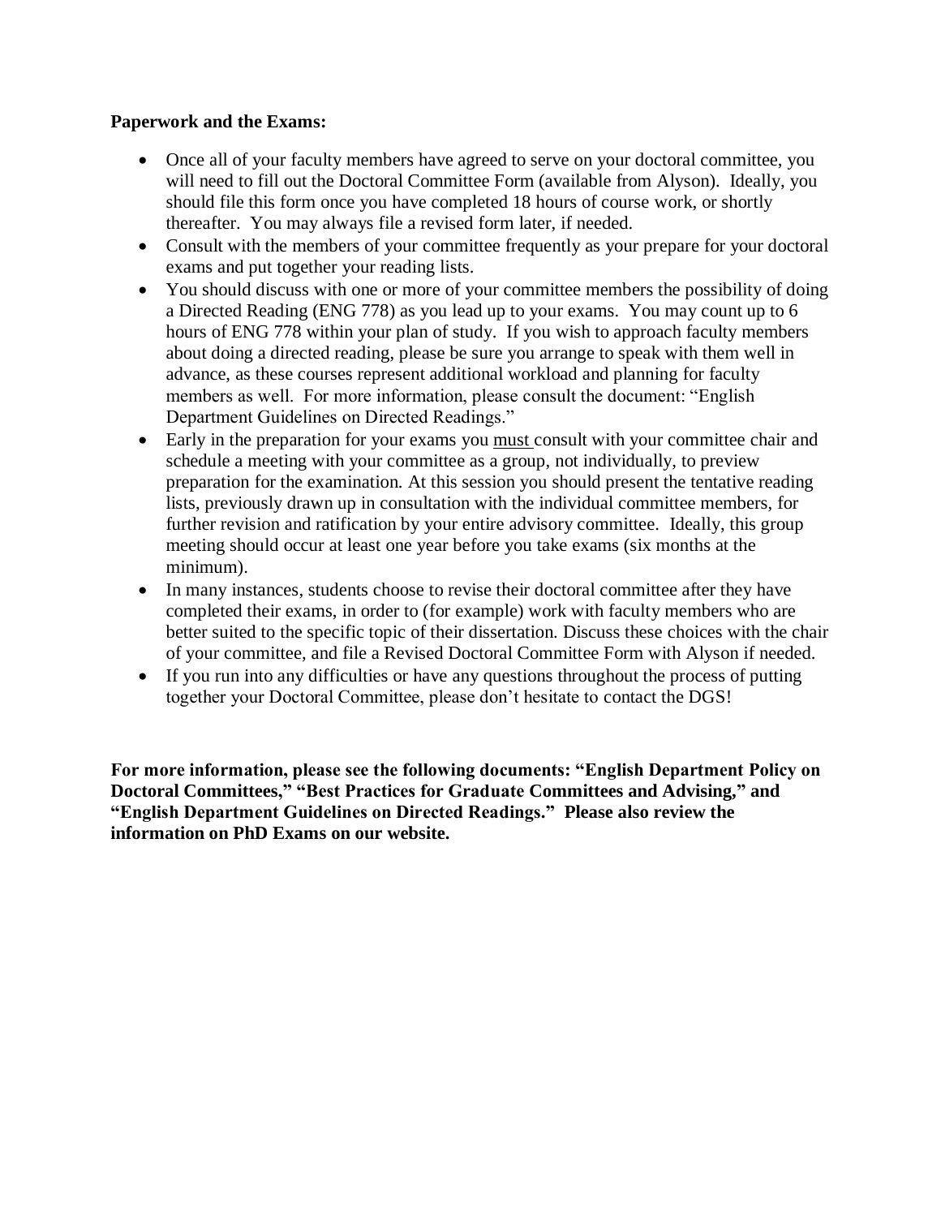**Paperwork and the Exams:**

- Once all of your faculty members have agreed to serve on your doctoral committee, you will need to fill out the Doctoral Committee Form (available from Alyson). Ideally, you should file this form once you have completed 18 hours of course work, or shortly thereafter. You may always file a revised form later, if needed.
- Consult with the members of your committee frequently as your prepare for your doctoral exams and put together your reading lists.
- You should discuss with one or more of your committee members the possibility of doing a Directed Reading (ENG 778) as you lead up to your exams. You may count up to 6 hours of ENG 778 within your plan of study. If you wish to approach faculty members about doing a directed reading, please be sure you arrange to speak with them well in advance, as these courses represent additional workload and planning for faculty members as well. For more information, please consult the document: "English Department Guidelines on Directed Readings."
- Early in the preparation for your exams you <u>must</u> consult with your committee chair and schedule a meeting with your committee as a group, not individually, to preview preparation for the examination. At this session you should present the tentative reading lists, previously drawn up in consultation with the individual committee members, for further revision and ratification by your entire advisory committee. Ideally, this group meeting should occur at least one year before you take exams (six months at the minimum).
- In many instances, students choose to revise their doctoral committee after they have completed their exams, in order to (for example) work with faculty members who are better suited to the specific topic of their dissertation. Discuss these choices with the chair of your committee, and file a Revised Doctoral Committee Form with Alyson if needed.
- If you run into any difficulties or have any questions throughout the process of putting together your Doctoral Committee, please don't hesitate to contact the DGS!

**For more information, please see the following documents: "English Department Policy on Doctoral Committees," "Best Practices for Graduate Committees and Advising," and "English Department Guidelines on Directed Readings." Please also review the information on PhD Exams on our website.**